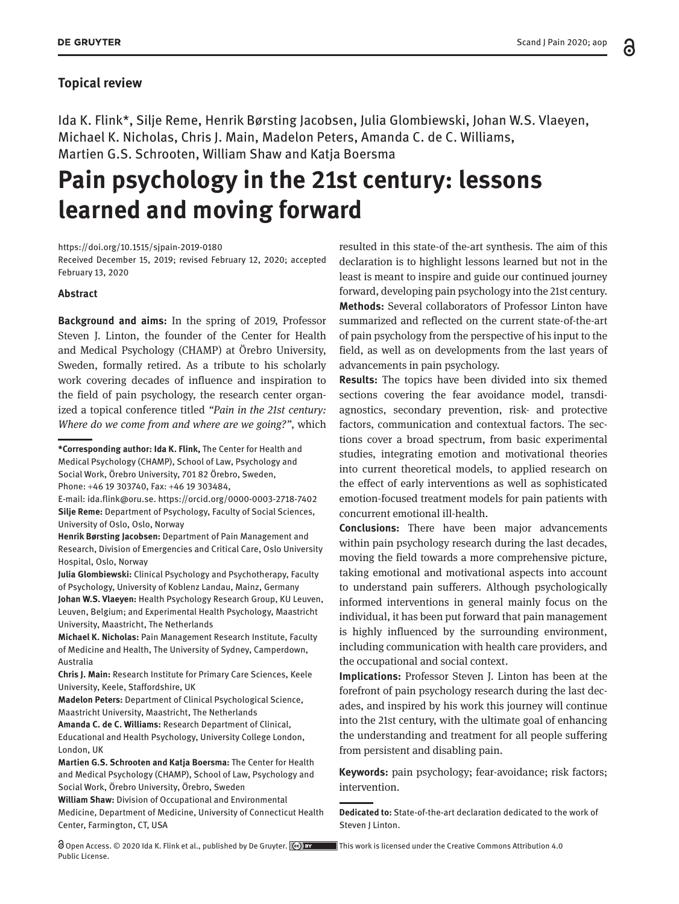**Topical review**

Ida K. Flink*, Silje Reme, Henrik Børsting Jacobsen, Julia Glombiewski, Johan W.S. Vlaeyen, Michael K. Nicholas, Chris J. Main, Madelon Peters, Amanda C. de C. Williams, Martien G.S. Schrooten, William Shaw and Katja Boersma

# Pain psychology in the 21st century: lessons learned and moving forward

https://doi.org/10.1515/sjpain-2019-0180
Received December 15, 2019; revised February 12, 2020; accepted February 13, 2020

### Abstract

**Background and aims:** In the spring of 2019, Professor Steven J. Linton, the founder of the Center for Health and Medical Psychology (CHAMP) at Örebro University, Sweden, formally retired. As a tribute to his scholarly work covering decades of influence and inspiration to the field of pain psychology, the research center organized a topical conference titled *"Pain in the 21st century: Where do we come from and where are we going?"*, which resulted in this state-of-the-art synthesis. The aim of this declaration is to highlight lessons learned but not in the least is meant to inspire and guide our continued journey forward, developing pain psychology into the 21st century.

**Methods:** Several collaborators of Professor Linton have summarized and reflected on the current state-of-the-art of pain psychology from the perspective of his input to the field, as well as on developments from the last years of advancements in pain psychology.

**Results:** The topics have been divided into six themed sections covering the fear avoidance model, transdiagnostics, secondary prevention, risk- and protective factors, communication and contextual factors. The sections cover a broad spectrum, from basic experimental studies, integrating emotion and motivational theories into current theoretical models, to applied research on the effect of early interventions as well as sophisticated emotion-focused treatment models for pain patients with concurrent emotional ill-health.

**Conclusions:** There have been major advancements within pain psychology research during the last decades, moving the field towards a more comprehensive picture, taking emotional and motivational aspects into account to understand pain sufferers. Although psychologically informed interventions in general mainly focus on the individual, it has been put forward that pain management is highly influenced by the surrounding environment, including communication with health care providers, and the occupational and social context.

**Implications:** Professor Steven J. Linton has been at the forefront of pain psychology research during the last decades, and inspired by his work this journey will continue into the 21st century, with the ultimate goal of enhancing the understanding and treatment for all people suffering from persistent and disabling pain.

**Keywords:** pain psychology; fear-avoidance; risk factors; intervention.

---

**Dedicated to:** State-of-the-art declaration dedicated to the work of Steven J Linton.

---

**\*Corresponding author: Ida K. Flink,** The Center for Health and Medical Psychology (CHAMP), School of Law, Psychology and Social Work, Örebro University, 701 82 Örebro, Sweden, Phone: +46 19 303740, Fax: +46 19 303484, E-mail: ida.flink@oru.se. https://orcid.org/0000-0003-2718-7402

**Silje Reme:** Department of Psychology, Faculty of Social Sciences, University of Oslo, Oslo, Norway

**Henrik Børsting Jacobsen:** Department of Pain Management and Research, Division of Emergencies and Critical Care, Oslo University Hospital, Oslo, Norway

**Julia Glombiewski:** Clinical Psychology and Psychotherapy, Faculty of Psychology, University of Koblenz Landau, Mainz, Germany

**Johan W.S. Vlaeyen:** Health Psychology Research Group, KU Leuven, Leuven, Belgium; and Experimental Health Psychology, Maastricht University, Maastricht, The Netherlands

**Michael K. Nicholas:** Pain Management Research Institute, Faculty of Medicine and Health, The University of Sydney, Camperdown, Australia

**Chris J. Main:** Research Institute for Primary Care Sciences, Keele University, Keele, Staffordshire, UK

**Madelon Peters:** Department of Clinical Psychological Science, Maastricht University, Maastricht, The Netherlands

**Amanda C. de C. Williams:** Research Department of Clinical, Educational and Health Psychology, University College London, London, UK

**Martien G.S. Schrooten and Katja Boersma:** The Center for Health and Medical Psychology (CHAMP), School of Law, Psychology and Social Work, Örebro University, Örebro, Sweden

**William Shaw:** Division of Occupational and Environmental Medicine, Department of Medicine, University of Connecticut Health Center, Farmington, CT, USA

Open Access. © 2020 Ida K. Flink et al., published by De Gruyter. This work is licensed under the Creative Commons Attribution 4.0 Public License.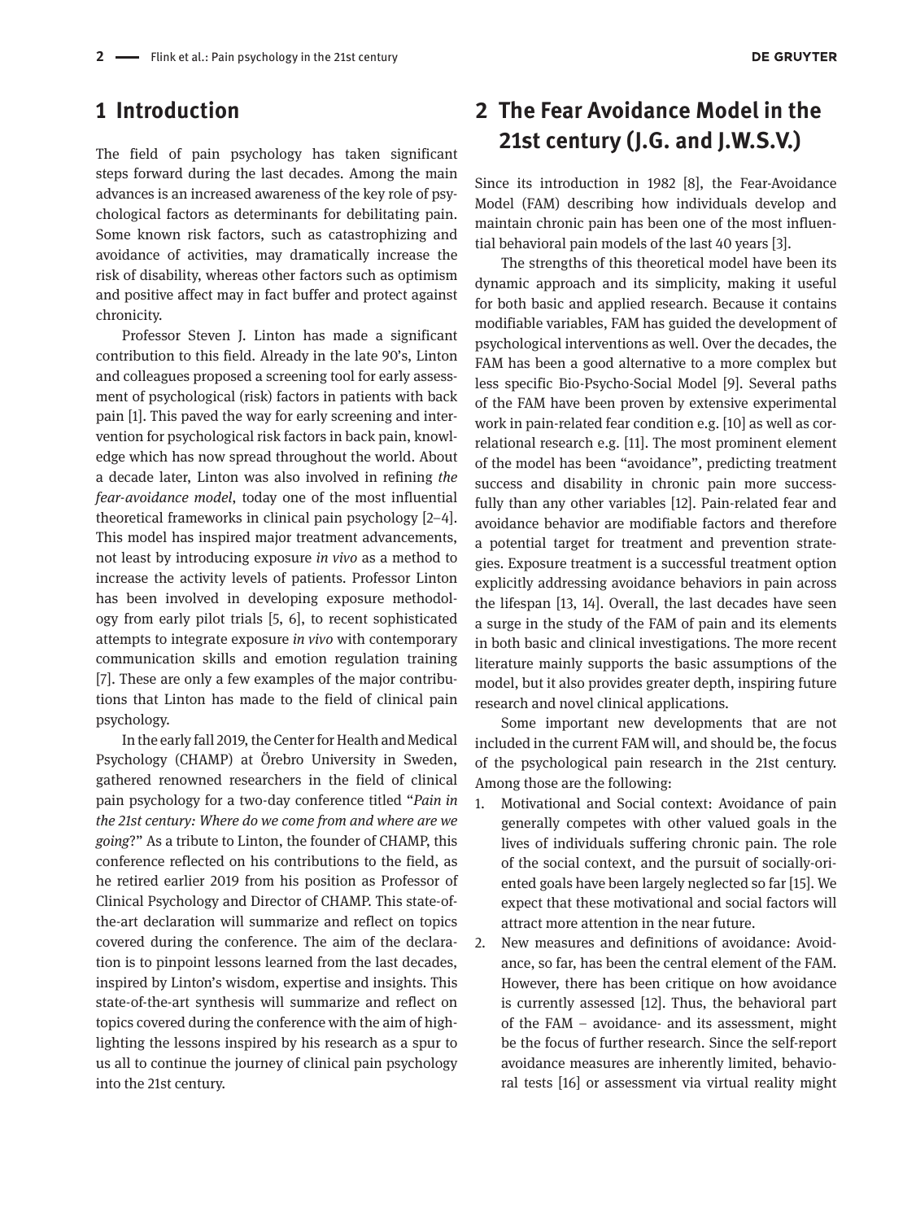## 1 Introduction

The field of pain psychology has taken significant steps forward during the last decades. Among the main advances is an increased awareness of the key role of psychological factors as determinants for debilitating pain. Some known risk factors, such as catastrophizing and avoidance of activities, may dramatically increase the risk of disability, whereas other factors such as optimism and positive affect may in fact buffer and protect against chronicity.

Professor Steven J. Linton has made a significant contribution to this field. Already in the late 90's, Linton and colleagues proposed a screening tool for early assessment of psychological (risk) factors in patients with back pain [1]. This paved the way for early screening and intervention for psychological risk factors in back pain, knowledge which has now spread throughout the world. About a decade later, Linton was also involved in refining *the fear-avoidance model*, today one of the most influential theoretical frameworks in clinical pain psychology [2–4]. This model has inspired major treatment advancements, not least by introducing exposure *in vivo* as a method to increase the activity levels of patients. Professor Linton has been involved in developing exposure methodology from early pilot trials [5, 6], to recent sophisticated attempts to integrate exposure *in vivo* with contemporary communication skills and emotion regulation training [7]. These are only a few examples of the major contributions that Linton has made to the field of clinical pain psychology.

In the early fall 2019, the Center for Health and Medical Psychology (CHAMP) at Örebro University in Sweden, gathered renowned researchers in the field of clinical pain psychology for a two-day conference titled "*Pain in the 21st century: Where do we come from and where are we going*?" As a tribute to Linton, the founder of CHAMP, this conference reflected on his contributions to the field, as he retired earlier 2019 from his position as Professor of Clinical Psychology and Director of CHAMP. This state-of-the-art declaration will summarize and reflect on topics covered during the conference. The aim of the declaration is to pinpoint lessons learned from the last decades, inspired by Linton's wisdom, expertise and insights. This state-of-the-art synthesis will summarize and reflect on topics covered during the conference with the aim of highlighting the lessons inspired by his research as a spur to us all to continue the journey of clinical pain psychology into the 21st century.

## 2 The Fear Avoidance Model in the 21st century (J.G. and J.W.S.V.)

Since its introduction in 1982 [8], the Fear-Avoidance Model (FAM) describing how individuals develop and maintain chronic pain has been one of the most influential behavioral pain models of the last 40 years [3].

The strengths of this theoretical model have been its dynamic approach and its simplicity, making it useful for both basic and applied research. Because it contains modifiable variables, FAM has guided the development of psychological interventions as well. Over the decades, the FAM has been a good alternative to a more complex but less specific Bio-Psycho-Social Model [9]. Several paths of the FAM have been proven by extensive experimental work in pain-related fear condition e.g. [10] as well as correlational research e.g. [11]. The most prominent element of the model has been "avoidance", predicting treatment success and disability in chronic pain more successfully than any other variables [12]. Pain-related fear and avoidance behavior are modifiable factors and therefore a potential target for treatment and prevention strategies. Exposure treatment is a successful treatment option explicitly addressing avoidance behaviors in pain across the lifespan [13, 14]. Overall, the last decades have seen a surge in the study of the FAM of pain and its elements in both basic and clinical investigations. The more recent literature mainly supports the basic assumptions of the model, but it also provides greater depth, inspiring future research and novel clinical applications.

Some important new developments that are not included in the current FAM will, and should be, the focus of the psychological pain research in the 21st century. Among those are the following:

1. Motivational and Social context: Avoidance of pain generally competes with other valued goals in the lives of individuals suffering chronic pain. The role of the social context, and the pursuit of socially-oriented goals have been largely neglected so far [15]. We expect that these motivational and social factors will attract more attention in the near future.
2. New measures and definitions of avoidance: Avoidance, so far, has been the central element of the FAM. However, there has been critique on how avoidance is currently assessed [12]. Thus, the behavioral part of the FAM – avoidance- and its assessment, might be the focus of further research. Since the self-report avoidance measures are inherently limited, behavioral tests [16] or assessment via virtual reality might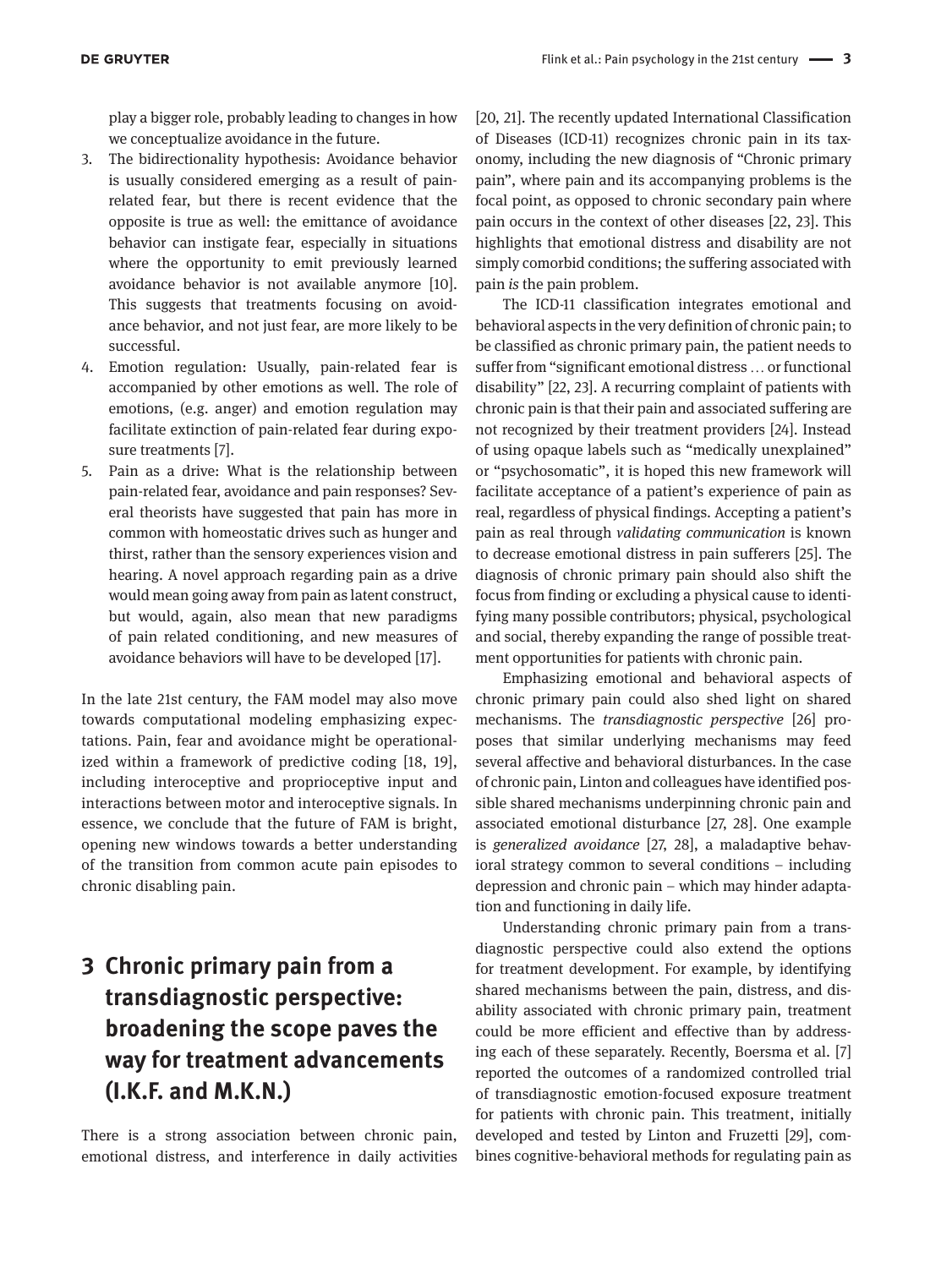play a bigger role, probably leading to changes in how we conceptualize avoidance in the future.

3. The bidirectionality hypothesis: Avoidance behavior is usually considered emerging as a result of pain-related fear, but there is recent evidence that the opposite is true as well: the emittance of avoidance behavior can instigate fear, especially in situations where the opportunity to emit previously learned avoidance behavior is not available anymore [10]. This suggests that treatments focusing on avoidance behavior, and not just fear, are more likely to be successful.
4. Emotion regulation: Usually, pain-related fear is accompanied by other emotions as well. The role of emotions, (e.g. anger) and emotion regulation may facilitate extinction of pain-related fear during exposure treatments [7].
5. Pain as a drive: What is the relationship between pain-related fear, avoidance and pain responses? Several theorists have suggested that pain has more in common with homeostatic drives such as hunger and thirst, rather than the sensory experiences vision and hearing. A novel approach regarding pain as a drive would mean going away from pain as latent construct, but would, again, also mean that new paradigms of pain related conditioning, and new measures of avoidance behaviors will have to be developed [17].

In the late 21st century, the FAM model may also move towards computational modeling emphasizing expectations. Pain, fear and avoidance might be operationalized within a framework of predictive coding [18, 19], including interoceptive and proprioceptive input and interactions between motor and interoceptive signals. In essence, we conclude that the future of FAM is bright, opening new windows towards a better understanding of the transition from common acute pain episodes to chronic disabling pain.

# 3 Chronic primary pain from a transdiagnostic perspective: broadening the scope paves the way for treatment advancements (I.K.F. and M.K.N.)

There is a strong association between chronic pain, emotional distress, and interference in daily activities [20, 21]. The recently updated International Classification of Diseases (ICD-11) recognizes chronic pain in its taxonomy, including the new diagnosis of "Chronic primary pain", where pain and its accompanying problems is the focal point, as opposed to chronic secondary pain where pain occurs in the context of other diseases [22, 23]. This highlights that emotional distress and disability are not simply comorbid conditions; the suffering associated with pain *is* the pain problem.

The ICD-11 classification integrates emotional and behavioral aspects in the very definition of chronic pain; to be classified as chronic primary pain, the patient needs to suffer from "significant emotional distress … or functional disability" [22, 23]. A recurring complaint of patients with chronic pain is that their pain and associated suffering are not recognized by their treatment providers [24]. Instead of using opaque labels such as "medically unexplained" or "psychosomatic", it is hoped this new framework will facilitate acceptance of a patient's experience of pain as real, regardless of physical findings. Accepting a patient's pain as real through *validating communication* is known to decrease emotional distress in pain sufferers [25]. The diagnosis of chronic primary pain should also shift the focus from finding or excluding a physical cause to identifying many possible contributors; physical, psychological and social, thereby expanding the range of possible treatment opportunities for patients with chronic pain.

Emphasizing emotional and behavioral aspects of chronic primary pain could also shed light on shared mechanisms. The *transdiagnostic perspective* [26] proposes that similar underlying mechanisms may feed several affective and behavioral disturbances. In the case of chronic pain, Linton and colleagues have identified possible shared mechanisms underpinning chronic pain and associated emotional disturbance [27, 28]. One example is *generalized avoidance* [27, 28], a maladaptive behavioral strategy common to several conditions – including depression and chronic pain – which may hinder adaptation and functioning in daily life.

Understanding chronic primary pain from a transdiagnostic perspective could also extend the options for treatment development. For example, by identifying shared mechanisms between the pain, distress, and disability associated with chronic primary pain, treatment could be more efficient and effective than by addressing each of these separately. Recently, Boersma et al. [7] reported the outcomes of a randomized controlled trial of transdiagnostic emotion-focused exposure treatment for patients with chronic pain. This treatment, initially developed and tested by Linton and Fruzetti [29], combines cognitive-behavioral methods for regulating pain as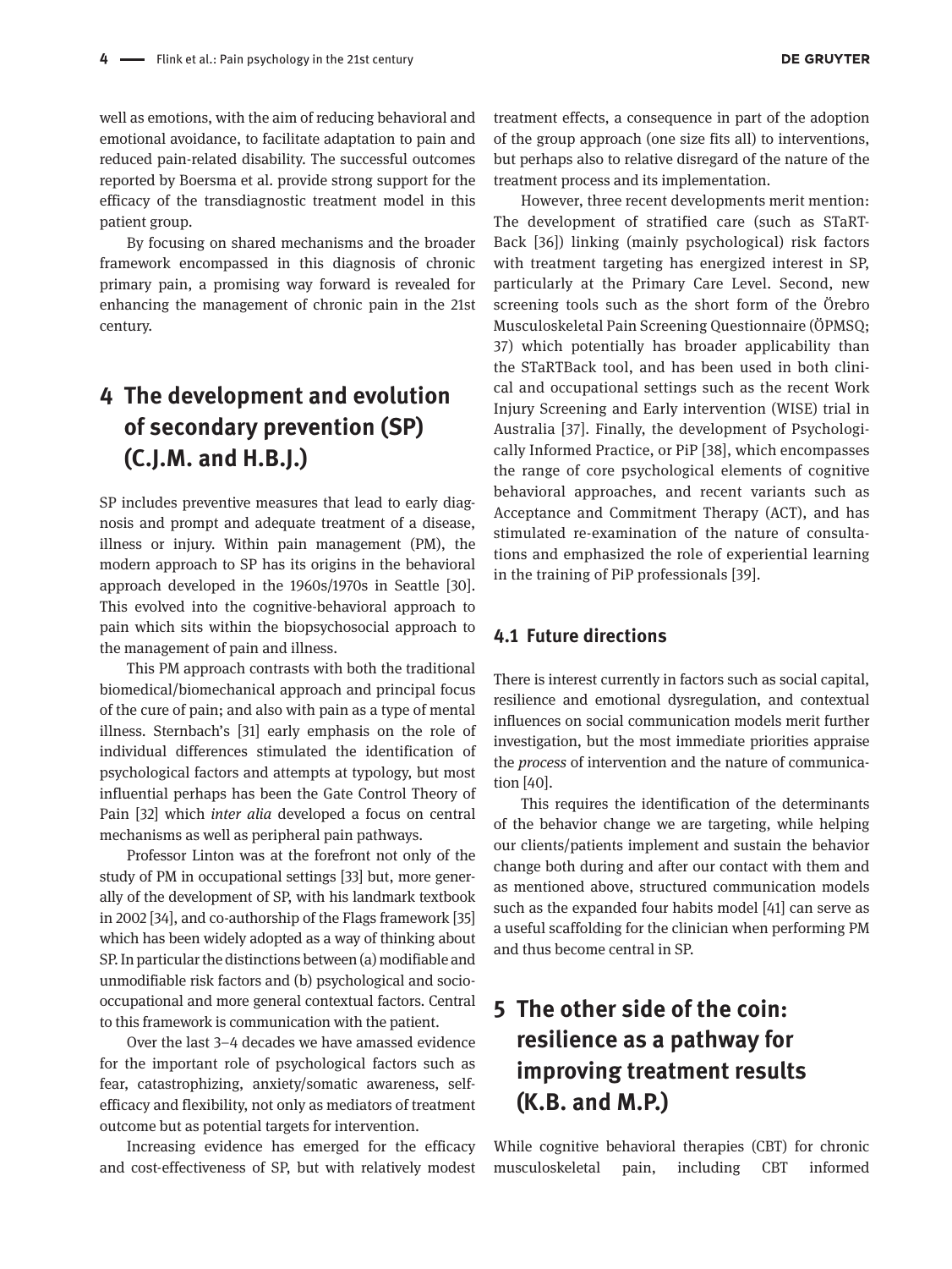well as emotions, with the aim of reducing behavioral and emotional avoidance, to facilitate adaptation to pain and reduced pain-related disability. The successful outcomes reported by Boersma et al. provide strong support for the efficacy of the transdiagnostic treatment model in this patient group.

By focusing on shared mechanisms and the broader framework encompassed in this diagnosis of chronic primary pain, a promising way forward is revealed for enhancing the management of chronic pain in the 21st century.

## 4 The development and evolution of secondary prevention (SP) (C.J.M. and H.B.J.)

SP includes preventive measures that lead to early diagnosis and prompt and adequate treatment of a disease, illness or injury. Within pain management (PM), the modern approach to SP has its origins in the behavioral approach developed in the 1960s/1970s in Seattle [30]. This evolved into the cognitive-behavioral approach to pain which sits within the biopsychosocial approach to the management of pain and illness.

This PM approach contrasts with both the traditional biomedical/biomechanical approach and principal focus of the cure of pain; and also with pain as a type of mental illness. Sternbach's [31] early emphasis on the role of individual differences stimulated the identification of psychological factors and attempts at typology, but most influential perhaps has been the Gate Control Theory of Pain [32] which *inter alia* developed a focus on central mechanisms as well as peripheral pain pathways.

Professor Linton was at the forefront not only of the study of PM in occupational settings [33] but, more generally of the development of SP, with his landmark textbook in 2002 [34], and co-authorship of the Flags framework [35] which has been widely adopted as a way of thinking about SP. In particular the distinctions between (a) modifiable and unmodifiable risk factors and (b) psychological and socio-occupational and more general contextual factors. Central to this framework is communication with the patient.

Over the last 3–4 decades we have amassed evidence for the important role of psychological factors such as fear, catastrophizing, anxiety/somatic awareness, self-efficacy and flexibility, not only as mediators of treatment outcome but as potential targets for intervention.

Increasing evidence has emerged for the efficacy and cost-effectiveness of SP, but with relatively modest treatment effects, a consequence in part of the adoption of the group approach (one size fits all) to interventions, but perhaps also to relative disregard of the nature of the treatment process and its implementation.

However, three recent developments merit mention: The development of stratified care (such as STaRT-Back [36]) linking (mainly psychological) risk factors with treatment targeting has energized interest in SP, particularly at the Primary Care Level. Second, new screening tools such as the short form of the Örebro Musculoskeletal Pain Screening Questionnaire (ÖPMSQ; 37) which potentially has broader applicability than the STaRTBack tool, and has been used in both clinical and occupational settings such as the recent Work Injury Screening and Early intervention (WISE) trial in Australia [37]. Finally, the development of Psychologically Informed Practice, or PiP [38], which encompasses the range of core psychological elements of cognitive behavioral approaches, and recent variants such as Acceptance and Commitment Therapy (ACT), and has stimulated re-examination of the nature of consultations and emphasized the role of experiential learning in the training of PiP professionals [39].

### 4.1 Future directions

There is interest currently in factors such as social capital, resilience and emotional dysregulation, and contextual influences on social communication models merit further investigation, but the most immediate priorities appraise the *process* of intervention and the nature of communication [40].

This requires the identification of the determinants of the behavior change we are targeting, while helping our clients/patients implement and sustain the behavior change both during and after our contact with them and as mentioned above, structured communication models such as the expanded four habits model [41] can serve as a useful scaffolding for the clinician when performing PM and thus become central in SP.

## 5 The other side of the coin: resilience as a pathway for improving treatment results (K.B. and M.P.)

While cognitive behavioral therapies (CBT) for chronic musculoskeletal pain, including CBT informed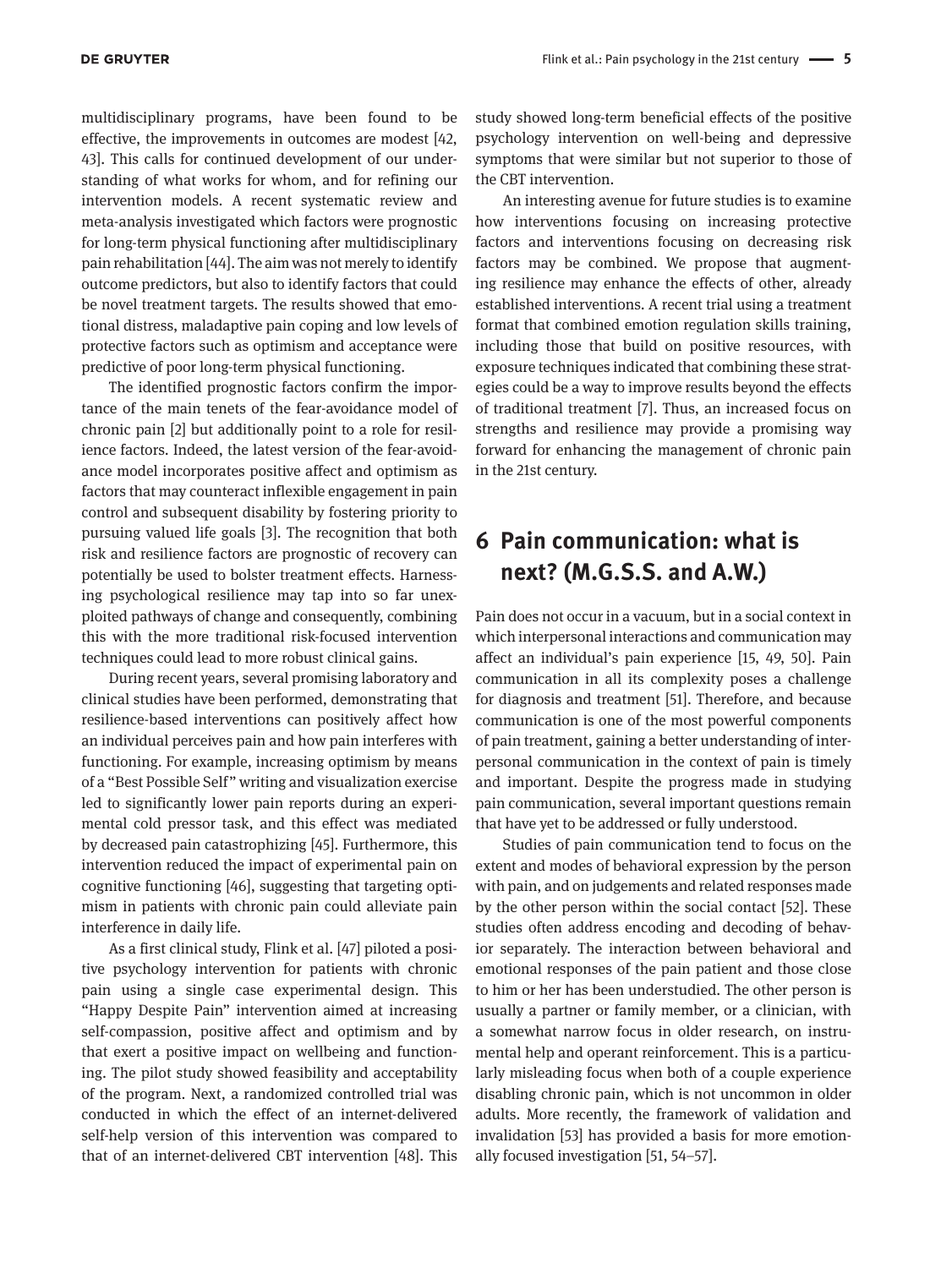multidisciplinary programs, have been found to be effective, the improvements in outcomes are modest [42, 43]. This calls for continued development of our understanding of what works for whom, and for refining our intervention models. A recent systematic review and meta-analysis investigated which factors were prognostic for long-term physical functioning after multidisciplinary pain rehabilitation [44]. The aim was not merely to identify outcome predictors, but also to identify factors that could be novel treatment targets. The results showed that emotional distress, maladaptive pain coping and low levels of protective factors such as optimism and acceptance were predictive of poor long-term physical functioning.

The identified prognostic factors confirm the importance of the main tenets of the fear-avoidance model of chronic pain [2] but additionally point to a role for resilience factors. Indeed, the latest version of the fear-avoidance model incorporates positive affect and optimism as factors that may counteract inflexible engagement in pain control and subsequent disability by fostering priority to pursuing valued life goals [3]. The recognition that both risk and resilience factors are prognostic of recovery can potentially be used to bolster treatment effects. Harnessing psychological resilience may tap into so far unexploited pathways of change and consequently, combining this with the more traditional risk-focused intervention techniques could lead to more robust clinical gains.

During recent years, several promising laboratory and clinical studies have been performed, demonstrating that resilience-based interventions can positively affect how an individual perceives pain and how pain interferes with functioning. For example, increasing optimism by means of a "Best Possible Self" writing and visualization exercise led to significantly lower pain reports during an experimental cold pressor task, and this effect was mediated by decreased pain catastrophizing [45]. Furthermore, this intervention reduced the impact of experimental pain on cognitive functioning [46], suggesting that targeting optimism in patients with chronic pain could alleviate pain interference in daily life.

As a first clinical study, Flink et al. [47] piloted a positive psychology intervention for patients with chronic pain using a single case experimental design. This "Happy Despite Pain" intervention aimed at increasing self-compassion, positive affect and optimism and by that exert a positive impact on wellbeing and functioning. The pilot study showed feasibility and acceptability of the program. Next, a randomized controlled trial was conducted in which the effect of an internet-delivered self-help version of this intervention was compared to that of an internet-delivered CBT intervention [48]. This study showed long-term beneficial effects of the positive psychology intervention on well-being and depressive symptoms that were similar but not superior to those of the CBT intervention.

An interesting avenue for future studies is to examine how interventions focusing on increasing protective factors and interventions focusing on decreasing risk factors may be combined. We propose that augmenting resilience may enhance the effects of other, already established interventions. A recent trial using a treatment format that combined emotion regulation skills training, including those that build on positive resources, with exposure techniques indicated that combining these strategies could be a way to improve results beyond the effects of traditional treatment [7]. Thus, an increased focus on strengths and resilience may provide a promising way forward for enhancing the management of chronic pain in the 21st century.

## 6 Pain communication: what is next? (M.G.S.S. and A.W.)

Pain does not occur in a vacuum, but in a social context in which interpersonal interactions and communication may affect an individual's pain experience [15, 49, 50]. Pain communication in all its complexity poses a challenge for diagnosis and treatment [51]. Therefore, and because communication is one of the most powerful components of pain treatment, gaining a better understanding of interpersonal communication in the context of pain is timely and important. Despite the progress made in studying pain communication, several important questions remain that have yet to be addressed or fully understood.

Studies of pain communication tend to focus on the extent and modes of behavioral expression by the person with pain, and on judgements and related responses made by the other person within the social contact [52]. These studies often address encoding and decoding of behavior separately. The interaction between behavioral and emotional responses of the pain patient and those close to him or her has been understudied. The other person is usually a partner or family member, or a clinician, with a somewhat narrow focus in older research, on instrumental help and operant reinforcement. This is a particularly misleading focus when both of a couple experience disabling chronic pain, which is not uncommon in older adults. More recently, the framework of validation and invalidation [53] has provided a basis for more emotionally focused investigation [51, 54–57].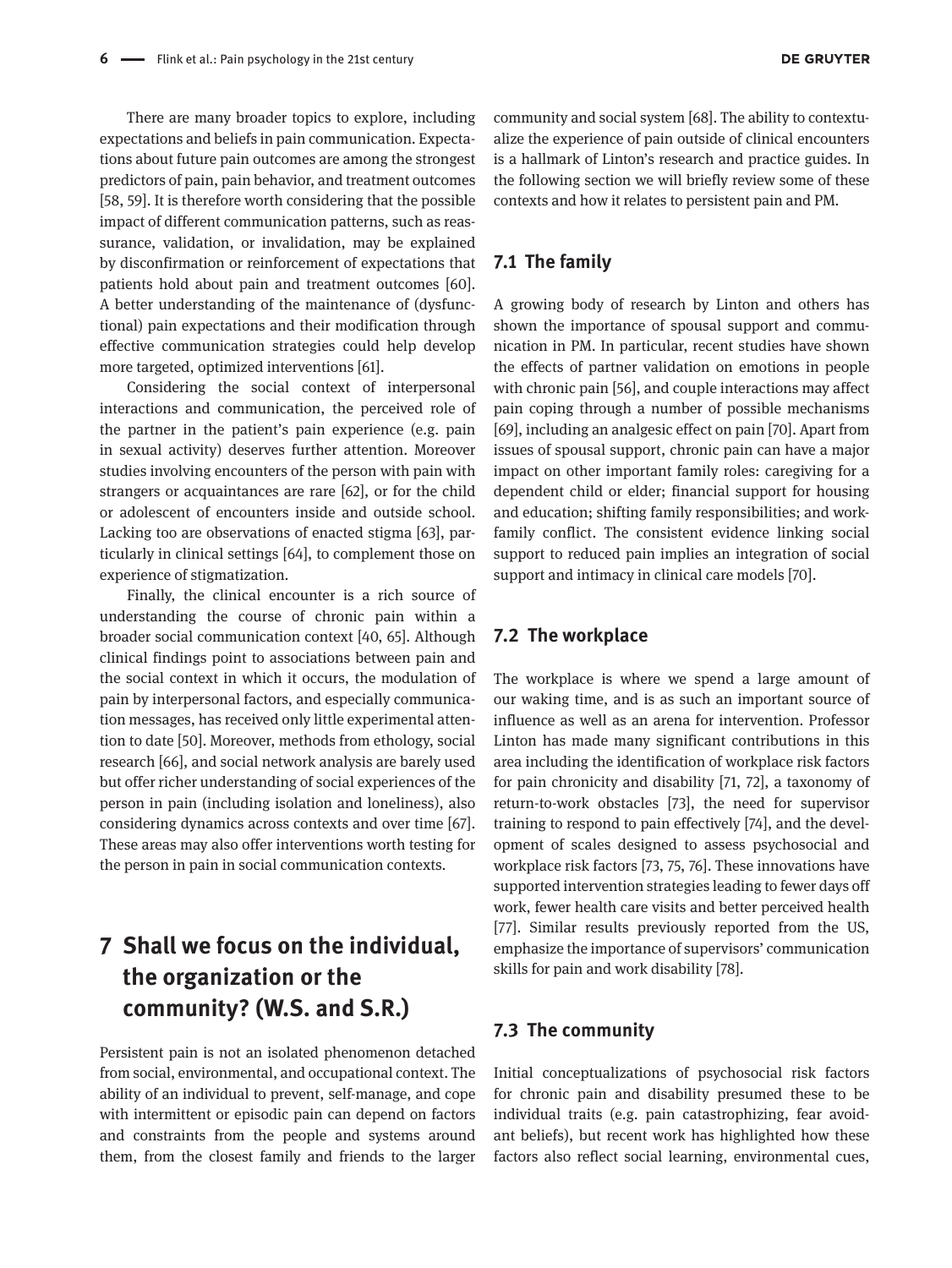There are many broader topics to explore, including expectations and beliefs in pain communication. Expectations about future pain outcomes are among the strongest predictors of pain, pain behavior, and treatment outcomes [58, 59]. It is therefore worth considering that the possible impact of different communication patterns, such as reassurance, validation, or invalidation, may be explained by disconfirmation or reinforcement of expectations that patients hold about pain and treatment outcomes [60]. A better understanding of the maintenance of (dysfunctional) pain expectations and their modification through effective communication strategies could help develop more targeted, optimized interventions [61].

Considering the social context of interpersonal interactions and communication, the perceived role of the partner in the patient's pain experience (e.g. pain in sexual activity) deserves further attention. Moreover studies involving encounters of the person with pain with strangers or acquaintances are rare [62], or for the child or adolescent of encounters inside and outside school. Lacking too are observations of enacted stigma [63], particularly in clinical settings [64], to complement those on experience of stigmatization.

Finally, the clinical encounter is a rich source of understanding the course of chronic pain within a broader social communication context [40, 65]. Although clinical findings point to associations between pain and the social context in which it occurs, the modulation of pain by interpersonal factors, and especially communication messages, has received only little experimental attention to date [50]. Moreover, methods from ethology, social research [66], and social network analysis are barely used but offer richer understanding of social experiences of the person in pain (including isolation and loneliness), also considering dynamics across contexts and over time [67]. These areas may also offer interventions worth testing for the person in pain in social communication contexts.

# 7 Shall we focus on the individual, the organization or the community? (W.S. and S.R.)

Persistent pain is not an isolated phenomenon detached from social, environmental, and occupational context. The ability of an individual to prevent, self-manage, and cope with intermittent or episodic pain can depend on factors and constraints from the people and systems around them, from the closest family and friends to the larger community and social system [68]. The ability to contextualize the experience of pain outside of clinical encounters is a hallmark of Linton's research and practice guides. In the following section we will briefly review some of these contexts and how it relates to persistent pain and PM.

## 7.1 The family

A growing body of research by Linton and others has shown the importance of spousal support and communication in PM. In particular, recent studies have shown the effects of partner validation on emotions in people with chronic pain [56], and couple interactions may affect pain coping through a number of possible mechanisms [69], including an analgesic effect on pain [70]. Apart from issues of spousal support, chronic pain can have a major impact on other important family roles: caregiving for a dependent child or elder; financial support for housing and education; shifting family responsibilities; and work-family conflict. The consistent evidence linking social support to reduced pain implies an integration of social support and intimacy in clinical care models [70].

## 7.2 The workplace

The workplace is where we spend a large amount of our waking time, and is as such an important source of influence as well as an arena for intervention. Professor Linton has made many significant contributions in this area including the identification of workplace risk factors for pain chronicity and disability [71, 72], a taxonomy of return-to-work obstacles [73], the need for supervisor training to respond to pain effectively [74], and the development of scales designed to assess psychosocial and workplace risk factors [73, 75, 76]. These innovations have supported intervention strategies leading to fewer days off work, fewer health care visits and better perceived health [77]. Similar results previously reported from the US, emphasize the importance of supervisors' communication skills for pain and work disability [78].

## 7.3 The community

Initial conceptualizations of psychosocial risk factors for chronic pain and disability presumed these to be individual traits (e.g. pain catastrophizing, fear avoidant beliefs), but recent work has highlighted how these factors also reflect social learning, environmental cues,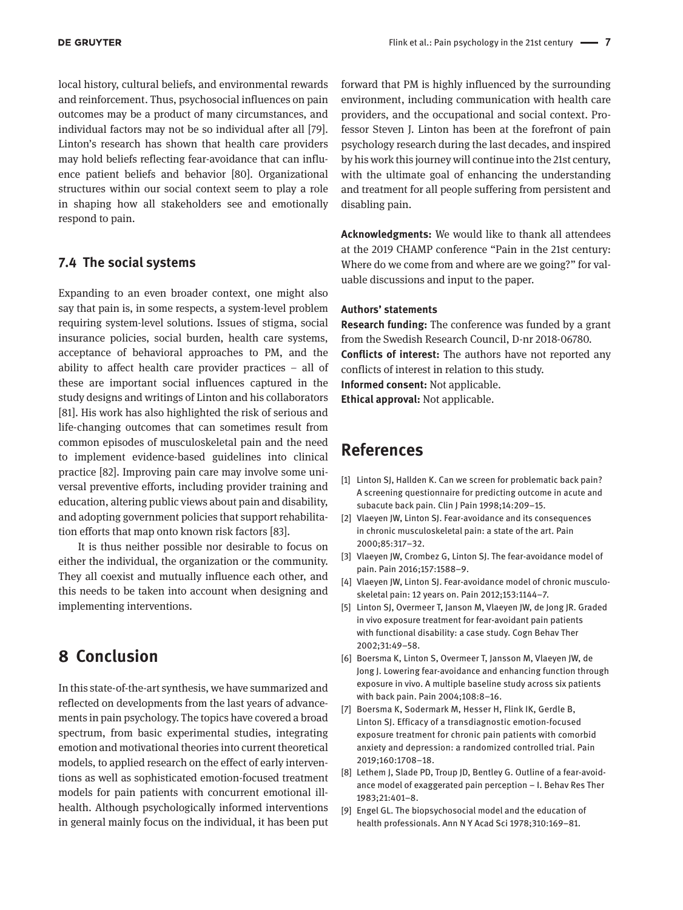local history, cultural beliefs, and environmental rewards and reinforcement. Thus, psychosocial influences on pain outcomes may be a product of many circumstances, and individual factors may not be so individual after all [79]. Linton's research has shown that health care providers may hold beliefs reflecting fear-avoidance that can influence patient beliefs and behavior [80]. Organizational structures within our social context seem to play a role in shaping how all stakeholders see and emotionally respond to pain.

### 7.4 The social systems

Expanding to an even broader context, one might also say that pain is, in some respects, a system-level problem requiring system-level solutions. Issues of stigma, social insurance policies, social burden, health care systems, acceptance of behavioral approaches to PM, and the ability to affect health care provider practices – all of these are important social influences captured in the study designs and writings of Linton and his collaborators [81]. His work has also highlighted the risk of serious and life-changing outcomes that can sometimes result from common episodes of musculoskeletal pain and the need to implement evidence-based guidelines into clinical practice [82]. Improving pain care may involve some universal preventive efforts, including provider training and education, altering public views about pain and disability, and adopting government policies that support rehabilitation efforts that map onto known risk factors [83].

It is thus neither possible nor desirable to focus on either the individual, the organization or the community. They all coexist and mutually influence each other, and this needs to be taken into account when designing and implementing interventions.

## 8 Conclusion

In this state-of-the-art synthesis, we have summarized and reflected on developments from the last years of advancements in pain psychology. The topics have covered a broad spectrum, from basic experimental studies, integrating emotion and motivational theories into current theoretical models, to applied research on the effect of early interventions as well as sophisticated emotion-focused treatment models for pain patients with concurrent emotional ill-health. Although psychologically informed interventions in general mainly focus on the individual, it has been put forward that PM is highly influenced by the surrounding environment, including communication with health care providers, and the occupational and social context. Professor Steven J. Linton has been at the forefront of pain psychology research during the last decades, and inspired by his work this journey will continue into the 21st century, with the ultimate goal of enhancing the understanding and treatment for all people suffering from persistent and disabling pain.

**Acknowledgments:** We would like to thank all attendees at the 2019 CHAMP conference "Pain in the 21st century: Where do we come from and where are we going?" for valuable discussions and input to the paper.

**Authors' statements**

**Research funding:** The conference was funded by a grant from the Swedish Research Council, D-nr 2018-06780.

**Conflicts of interest:** The authors have not reported any conflicts of interest in relation to this study.

**Informed consent:** Not applicable.

**Ethical approval:** Not applicable.

## References

[1] Linton SJ, Hallden K. Can we screen for problematic back pain? A screening questionnaire for predicting outcome in acute and subacute back pain. Clin J Pain 1998;14:209–15.

[2] Vlaeyen JW, Linton SJ. Fear-avoidance and its consequences in chronic musculoskeletal pain: a state of the art. Pain 2000;85:317–32.

[3] Vlaeyen JW, Crombez G, Linton SJ. The fear-avoidance model of pain. Pain 2016;157:1588–9.

[4] Vlaeyen JW, Linton SJ. Fear-avoidance model of chronic musculoskeletal pain: 12 years on. Pain 2012;153:1144–7.

[5] Linton SJ, Overmeer T, Janson M, Vlaeyen JW, de Jong JR. Graded in vivo exposure treatment for fear-avoidant pain patients with functional disability: a case study. Cogn Behav Ther 2002;31:49–58.

[6] Boersma K, Linton S, Overmeer T, Jansson M, Vlaeyen JW, de Jong J. Lowering fear-avoidance and enhancing function through exposure in vivo. A multiple baseline study across six patients with back pain. Pain 2004;108:8–16.

[7] Boersma K, Sodermark M, Hesser H, Flink IK, Gerdle B, Linton SJ. Efficacy of a transdiagnostic emotion-focused exposure treatment for chronic pain patients with comorbid anxiety and depression: a randomized controlled trial. Pain 2019;160:1708–18.

[8] Lethem J, Slade PD, Troup JD, Bentley G. Outline of a fear-avoidance model of exaggerated pain perception – I. Behav Res Ther 1983;21:401–8.

[9] Engel GL. The biopsychosocial model and the education of health professionals. Ann N Y Acad Sci 1978;310:169–81.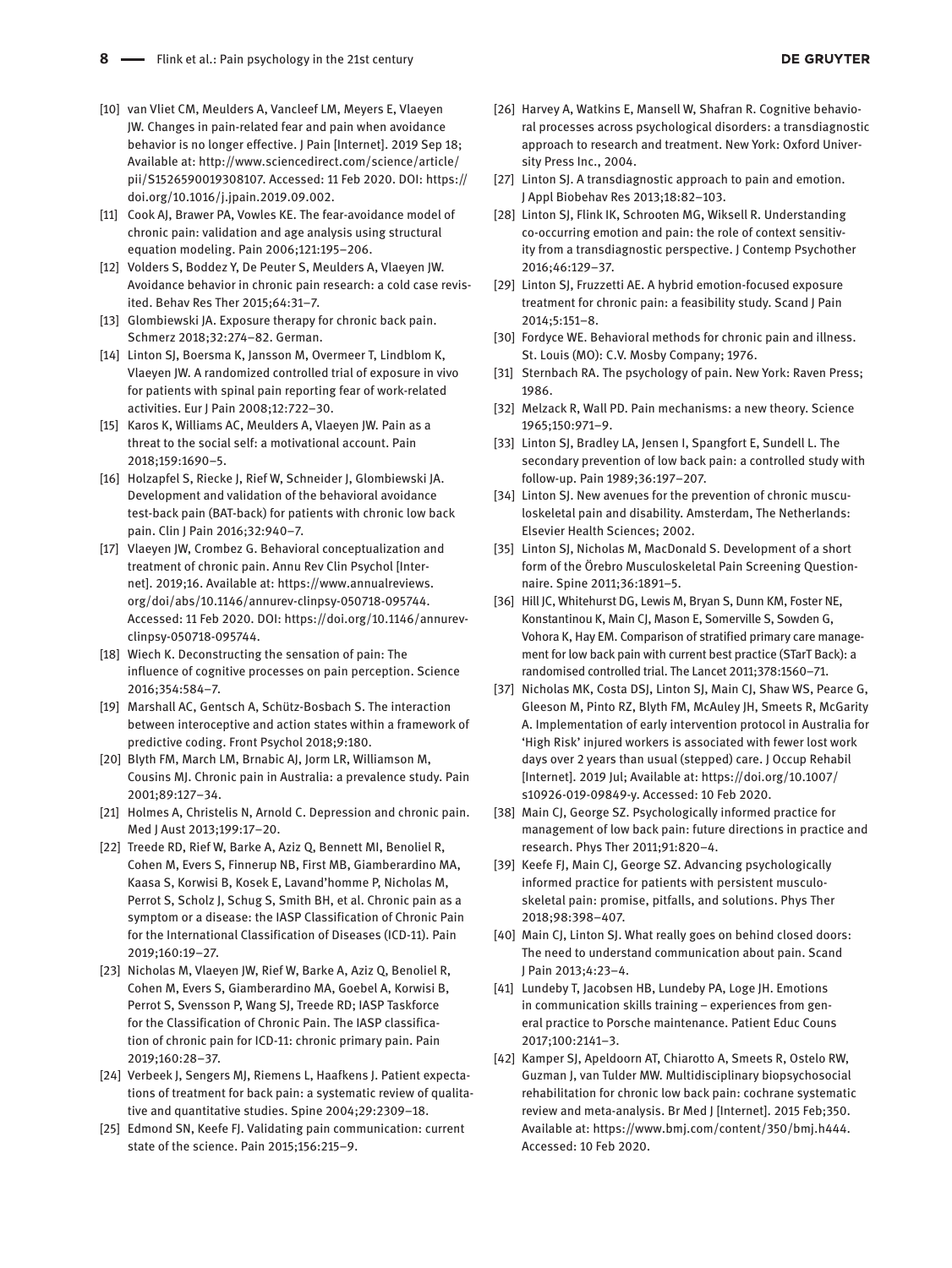[10] van Vliet CM, Meulders A, Vancleef LM, Meyers E, Vlaeyen JW. Changes in pain-related fear and pain when avoidance behavior is no longer effective. J Pain [Internet]. 2019 Sep 18; Available at: http://www.sciencedirect.com/science/article/pii/S1526590019308107. Accessed: 11 Feb 2020. DOI: https://doi.org/10.1016/j.jpain.2019.09.002.

[11] Cook AJ, Brawer PA, Vowles KE. The fear-avoidance model of chronic pain: validation and age analysis using structural equation modeling. Pain 2006;121:195–206.

[12] Volders S, Boddez Y, De Peuter S, Meulders A, Vlaeyen JW. Avoidance behavior in chronic pain research: a cold case revisited. Behav Res Ther 2015;64:31–7.

[13] Glombiewski JA. Exposure therapy for chronic back pain. Schmerz 2018;32:274–82. German.

[14] Linton SJ, Boersma K, Jansson M, Overmeer T, Lindblom K, Vlaeyen JW. A randomized controlled trial of exposure in vivo for patients with spinal pain reporting fear of work-related activities. Eur J Pain 2008;12:722–30.

[15] Karos K, Williams AC, Meulders A, Vlaeyen JW. Pain as a threat to the social self: a motivational account. Pain 2018;159:1690–5.

[16] Holzapfel S, Riecke J, Rief W, Schneider J, Glombiewski JA. Development and validation of the behavioral avoidance test-back pain (BAT-back) for patients with chronic low back pain. Clin J Pain 2016;32:940–7.

[17] Vlaeyen JW, Crombez G. Behavioral conceptualization and treatment of chronic pain. Annu Rev Clin Psychol [Internet]. 2019;16. Available at: https://www.annualreviews.org/doi/abs/10.1146/annurev-clinpsy-050718-095744. Accessed: 11 Feb 2020. DOI: https://doi.org/10.1146/annurev-clinpsy-050718-095744.

[18] Wiech K. Deconstructing the sensation of pain: The influence of cognitive processes on pain perception. Science 2016;354:584–7.

[19] Marshall AC, Gentsch A, Schütz-Bosbach S. The interaction between interoceptive and action states within a framework of predictive coding. Front Psychol 2018;9:180.

[20] Blyth FM, March LM, Brnabic AJ, Jorm LR, Williamson M, Cousins MJ. Chronic pain in Australia: a prevalence study. Pain 2001;89:127–34.

[21] Holmes A, Christelis N, Arnold C. Depression and chronic pain. Med J Aust 2013;199:17–20.

[22] Treede RD, Rief W, Barke A, Aziz Q, Bennett MI, Benoliel R, Cohen M, Evers S, Finnerup NB, First MB, Giamberardino MA, Kaasa S, Korwisi B, Kosek E, Lavand'homme P, Nicholas M, Perrot S, Scholz J, Schug S, Smith BH, et al. Chronic pain as a symptom or a disease: the IASP Classification of Chronic Pain for the International Classification of Diseases (ICD-11). Pain 2019;160:19–27.

[23] Nicholas M, Vlaeyen JW, Rief W, Barke A, Aziz Q, Benoliel R, Cohen M, Evers S, Giamberardino MA, Goebel A, Korwisi B, Perrot S, Svensson P, Wang SJ, Treede RD; IASP Taskforce for the Classification of Chronic Pain. The IASP classification of chronic pain for ICD-11: chronic primary pain. Pain 2019;160:28–37.

[24] Verbeek J, Sengers MJ, Riemens L, Haafkens J. Patient expectations of treatment for back pain: a systematic review of qualitative and quantitative studies. Spine 2004;29:2309–18.

[25] Edmond SN, Keefe FJ. Validating pain communication: current state of the science. Pain 2015;156:215–9.

[26] Harvey A, Watkins E, Mansell W, Shafran R. Cognitive behavioral processes across psychological disorders: a transdiagnostic approach to research and treatment. New York: Oxford University Press Inc., 2004.

[27] Linton SJ. A transdiagnostic approach to pain and emotion. J Appl Biobehav Res 2013;18:82–103.

[28] Linton SJ, Flink IK, Schrooten MG, Wiksell R. Understanding co-occurring emotion and pain: the role of context sensitivity from a transdiagnostic perspective. J Contemp Psychother 2016;46:129–37.

[29] Linton SJ, Fruzzetti AE. A hybrid emotion-focused exposure treatment for chronic pain: a feasibility study. Scand J Pain 2014;5:151–8.

[30] Fordyce WE. Behavioral methods for chronic pain and illness. St. Louis (MO): C.V. Mosby Company; 1976.

[31] Sternbach RA. The psychology of pain. New York: Raven Press; 1986.

[32] Melzack R, Wall PD. Pain mechanisms: a new theory. Science 1965;150:971–9.

[33] Linton SJ, Bradley LA, Jensen I, Spangfort E, Sundell L. The secondary prevention of low back pain: a controlled study with follow-up. Pain 1989;36:197–207.

[34] Linton SJ. New avenues for the prevention of chronic musculoskeletal pain and disability. Amsterdam, The Netherlands: Elsevier Health Sciences; 2002.

[35] Linton SJ, Nicholas M, MacDonald S. Development of a short form of the Örebro Musculoskeletal Pain Screening Questionnaire. Spine 2011;36:1891–5.

[36] Hill JC, Whitehurst DG, Lewis M, Bryan S, Dunn KM, Foster NE, Konstantinou K, Main CJ, Mason E, Somerville S, Sowden G, Vohora K, Hay EM. Comparison of stratified primary care management for low back pain with current best practice (STarT Back): a randomised controlled trial. The Lancet 2011;378:1560–71.

[37] Nicholas MK, Costa DSJ, Linton SJ, Main CJ, Shaw WS, Pearce G, Gleeson M, Pinto RZ, Blyth FM, McAuley JH, Smeets R, McGarity A. Implementation of early intervention protocol in Australia for 'High Risk' injured workers is associated with fewer lost work days over 2 years than usual (stepped) care. J Occup Rehabil [Internet]. 2019 Jul; Available at: https://doi.org/10.1007/s10926-019-09849-y. Accessed: 10 Feb 2020.

[38] Main CJ, George SZ. Psychologically informed practice for management of low back pain: future directions in practice and research. Phys Ther 2011;91:820–4.

[39] Keefe FJ, Main CJ, George SZ. Advancing psychologically informed practice for patients with persistent musculoskeletal pain: promise, pitfalls, and solutions. Phys Ther 2018;98:398–407.

[40] Main CJ, Linton SJ. What really goes on behind closed doors: The need to understand communication about pain. Scand J Pain 2013;4:23–4.

[41] Lundeby T, Jacobsen HB, Lundeby PA, Loge JH. Emotions in communication skills training – experiences from general practice to Porsche maintenance. Patient Educ Couns 2017;100:2141–3.

[42] Kamper SJ, Apeldoorn AT, Chiarotto A, Smeets R, Ostelo RW, Guzman J, van Tulder MW. Multidisciplinary biopsychosocial rehabilitation for chronic low back pain: cochrane systematic review and meta-analysis. Br Med J [Internet]. 2015 Feb;350. Available at: https://www.bmj.com/content/350/bmj.h444. Accessed: 10 Feb 2020.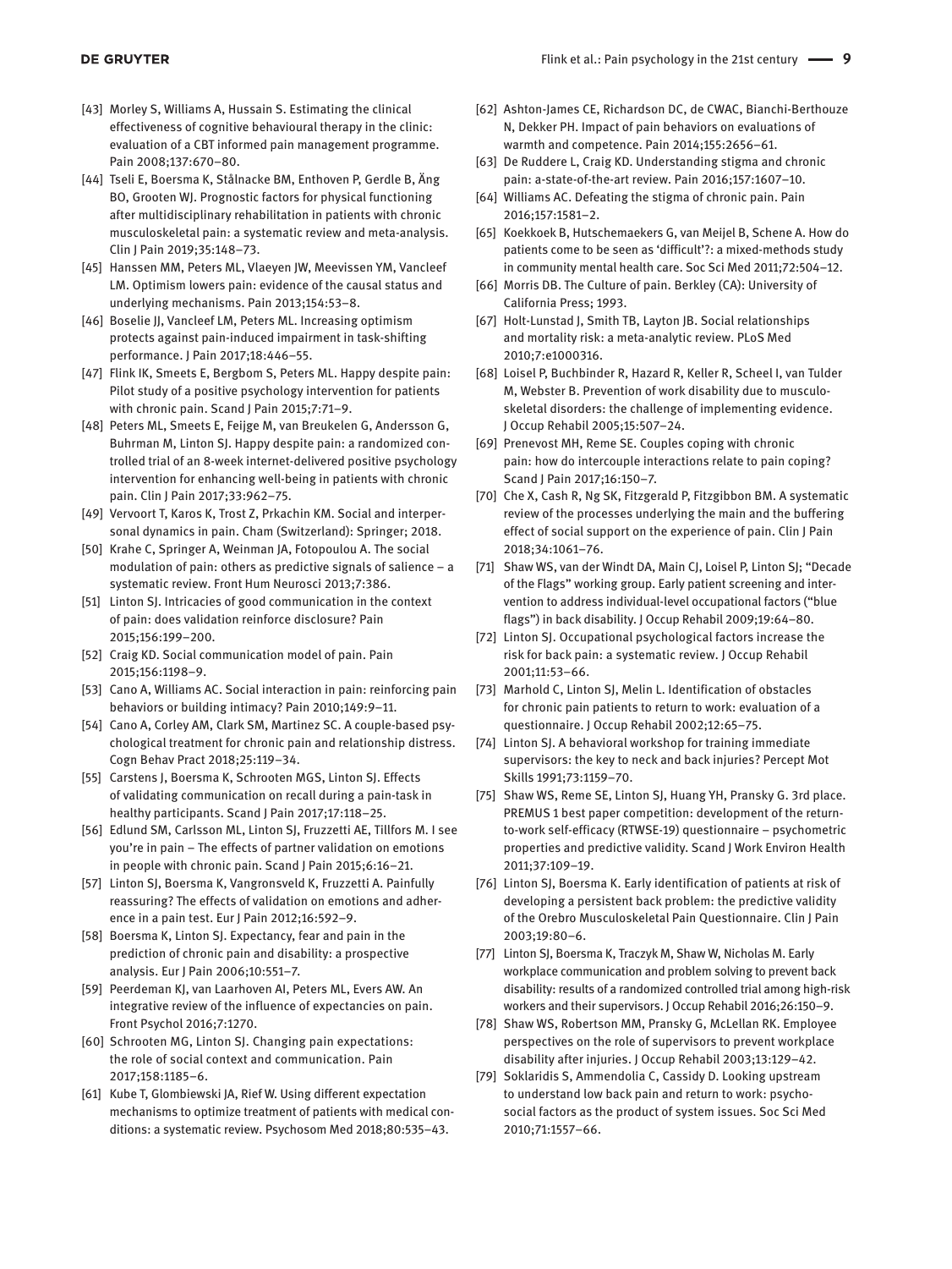[43] Morley S, Williams A, Hussain S. Estimating the clinical effectiveness of cognitive behavioural therapy in the clinic: evaluation of a CBT informed pain management programme. Pain 2008;137:670–80.

[44] Tseli E, Boersma K, Stålnacke BM, Enthoven P, Gerdle B, Äng BO, Grooten WJ. Prognostic factors for physical functioning after multidisciplinary rehabilitation in patients with chronic musculoskeletal pain: a systematic review and meta-analysis. Clin J Pain 2019;35:148–73.

[45] Hanssen MM, Peters ML, Vlaeyen JW, Meevissen YM, Vancleef LM. Optimism lowers pain: evidence of the causal status and underlying mechanisms. Pain 2013;154:53–8.

[46] Boselie JJ, Vancleef LM, Peters ML. Increasing optimism protects against pain-induced impairment in task-shifting performance. J Pain 2017;18:446–55.

[47] Flink IK, Smeets E, Bergbom S, Peters ML. Happy despite pain: Pilot study of a positive psychology intervention for patients with chronic pain. Scand J Pain 2015;7:71–9.

[48] Peters ML, Smeets E, Feijge M, van Breukelen G, Andersson G, Buhrman M, Linton SJ. Happy despite pain: a randomized controlled trial of an 8-week internet-delivered positive psychology intervention for enhancing well-being in patients with chronic pain. Clin J Pain 2017;33:962–75.

[49] Vervoort T, Karos K, Trost Z, Prkachin KM. Social and interpersonal dynamics in pain. Cham (Switzerland): Springer; 2018.

[50] Krahe C, Springer A, Weinman JA, Fotopoulou A. The social modulation of pain: others as predictive signals of salience – a systematic review. Front Hum Neurosci 2013;7:386.

[51] Linton SJ. Intricacies of good communication in the context of pain: does validation reinforce disclosure? Pain 2015;156:199–200.

[52] Craig KD. Social communication model of pain. Pain 2015;156:1198–9.

[53] Cano A, Williams AC. Social interaction in pain: reinforcing pain behaviors or building intimacy? Pain 2010;149:9–11.

[54] Cano A, Corley AM, Clark SM, Martinez SC. A couple-based psychological treatment for chronic pain and relationship distress. Cogn Behav Pract 2018;25:119–34.

[55] Carstens J, Boersma K, Schrooten MGS, Linton SJ. Effects of validating communication on recall during a pain-task in healthy participants. Scand J Pain 2017;17:118–25.

[56] Edlund SM, Carlsson ML, Linton SJ, Fruzzetti AE, Tillfors M. I see you're in pain – The effects of partner validation on emotions in people with chronic pain. Scand J Pain 2015;6:16–21.

[57] Linton SJ, Boersma K, Vangronsveld K, Fruzzetti A. Painfully reassuring? The effects of validation on emotions and adherence in a pain test. Eur J Pain 2012;16:592–9.

[58] Boersma K, Linton SJ. Expectancy, fear and pain in the prediction of chronic pain and disability: a prospective analysis. Eur J Pain 2006;10:551–7.

[59] Peerdeman KJ, van Laarhoven AI, Peters ML, Evers AW. An integrative review of the influence of expectancies on pain. Front Psychol 2016;7:1270.

[60] Schrooten MG, Linton SJ. Changing pain expectations: the role of social context and communication. Pain 2017;158:1185–6.

[61] Kube T, Glombiewski JA, Rief W. Using different expectation mechanisms to optimize treatment of patients with medical conditions: a systematic review. Psychosom Med 2018;80:535–43.

[62] Ashton-James CE, Richardson DC, de CWAC, Bianchi-Berthouze N, Dekker PH. Impact of pain behaviors on evaluations of warmth and competence. Pain 2014;155:2656–61.

[63] De Ruddere L, Craig KD. Understanding stigma and chronic pain: a-state-of-the-art review. Pain 2016;157:1607–10.

[64] Williams AC. Defeating the stigma of chronic pain. Pain 2016;157:1581–2.

[65] Koekkoek B, Hutschemaekers G, van Meijel B, Schene A. How do patients come to be seen as 'difficult'?: a mixed-methods study in community mental health care. Soc Sci Med 2011;72:504–12.

[66] Morris DB. The Culture of pain. Berkley (CA): University of California Press; 1993.

[67] Holt-Lunstad J, Smith TB, Layton JB. Social relationships and mortality risk: a meta-analytic review. PLoS Med 2010;7:e1000316.

[68] Loisel P, Buchbinder R, Hazard R, Keller R, Scheel I, van Tulder M, Webster B. Prevention of work disability due to musculoskeletal disorders: the challenge of implementing evidence. J Occup Rehabil 2005;15:507–24.

[69] Prenevost MH, Reme SE. Couples coping with chronic pain: how do intercouple interactions relate to pain coping? Scand J Pain 2017;16:150–7.

[70] Che X, Cash R, Ng SK, Fitzgerald P, Fitzgibbon BM. A systematic review of the processes underlying the main and the buffering effect of social support on the experience of pain. Clin J Pain 2018;34:1061–76.

[71] Shaw WS, van der Windt DA, Main CJ, Loisel P, Linton SJ; "Decade of the Flags" working group. Early patient screening and intervention to address individual-level occupational factors ("blue flags") in back disability. J Occup Rehabil 2009;19:64–80.

[72] Linton SJ. Occupational psychological factors increase the risk for back pain: a systematic review. J Occup Rehabil 2001;11:53–66.

[73] Marhold C, Linton SJ, Melin L. Identification of obstacles for chronic pain patients to return to work: evaluation of a questionnaire. J Occup Rehabil 2002;12:65–75.

[74] Linton SJ. A behavioral workshop for training immediate supervisors: the key to neck and back injuries? Percept Mot Skills 1991;73:1159–70.

[75] Shaw WS, Reme SE, Linton SJ, Huang YH, Pransky G. 3rd place. PREMUS 1 best paper competition: development of the return-to-work self-efficacy (RTWSE-19) questionnaire – psychometric properties and predictive validity. Scand J Work Environ Health 2011;37:109–19.

[76] Linton SJ, Boersma K. Early identification of patients at risk of developing a persistent back problem: the predictive validity of the Orebro Musculoskeletal Pain Questionnaire. Clin J Pain 2003;19:80–6.

[77] Linton SJ, Boersma K, Traczyk M, Shaw W, Nicholas M. Early workplace communication and problem solving to prevent back disability: results of a randomized controlled trial among high-risk workers and their supervisors. J Occup Rehabil 2016;26:150–9.

[78] Shaw WS, Robertson MM, Pransky G, McLellan RK. Employee perspectives on the role of supervisors to prevent workplace disability after injuries. J Occup Rehabil 2003;13:129–42.

[79] Soklaridis S, Ammendolia C, Cassidy D. Looking upstream to understand low back pain and return to work: psychosocial factors as the product of system issues. Soc Sci Med 2010;71:1557–66.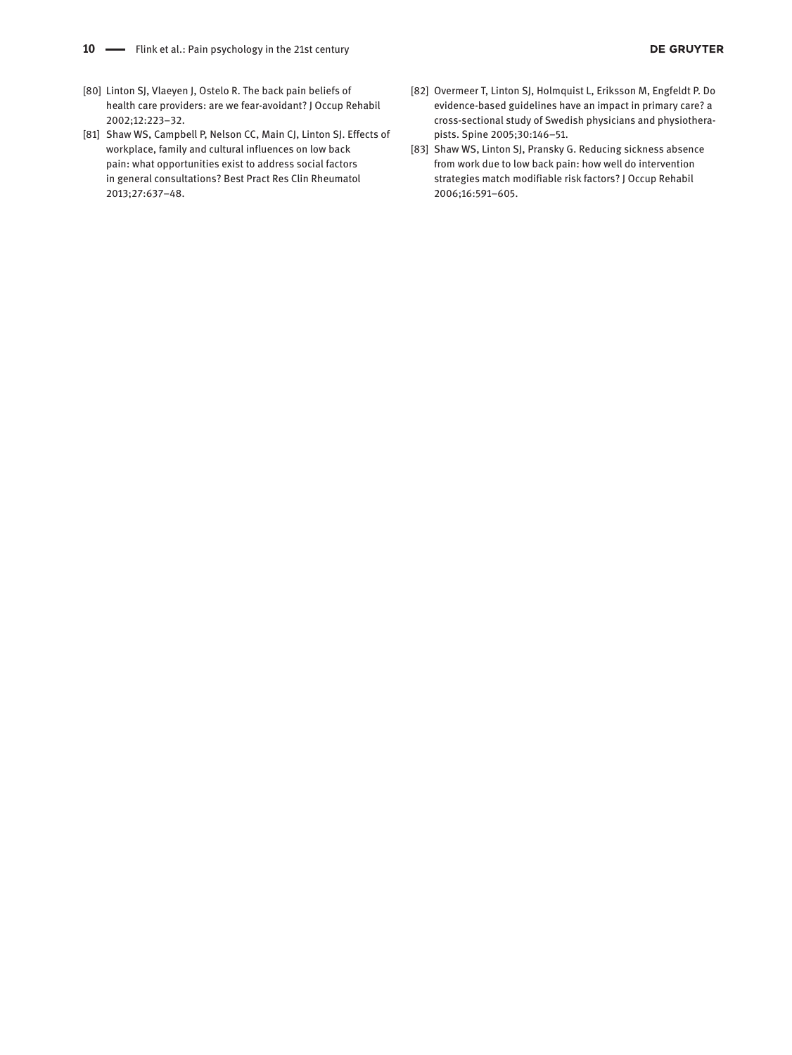[80] Linton SJ, Vlaeyen J, Ostelo R. The back pain beliefs of health care providers: are we fear-avoidant? J Occup Rehabil 2002;12:223–32.

[81] Shaw WS, Campbell P, Nelson CC, Main CJ, Linton SJ. Effects of workplace, family and cultural influences on low back pain: what opportunities exist to address social factors in general consultations? Best Pract Res Clin Rheumatol 2013;27:637–48.

[82] Overmeer T, Linton SJ, Holmquist L, Eriksson M, Engfeldt P. Do evidence-based guidelines have an impact in primary care? a cross-sectional study of Swedish physicians and physiotherapists. Spine 2005;30:146–51.

[83] Shaw WS, Linton SJ, Pransky G. Reducing sickness absence from work due to low back pain: how well do intervention strategies match modifiable risk factors? J Occup Rehabil 2006;16:591–605.